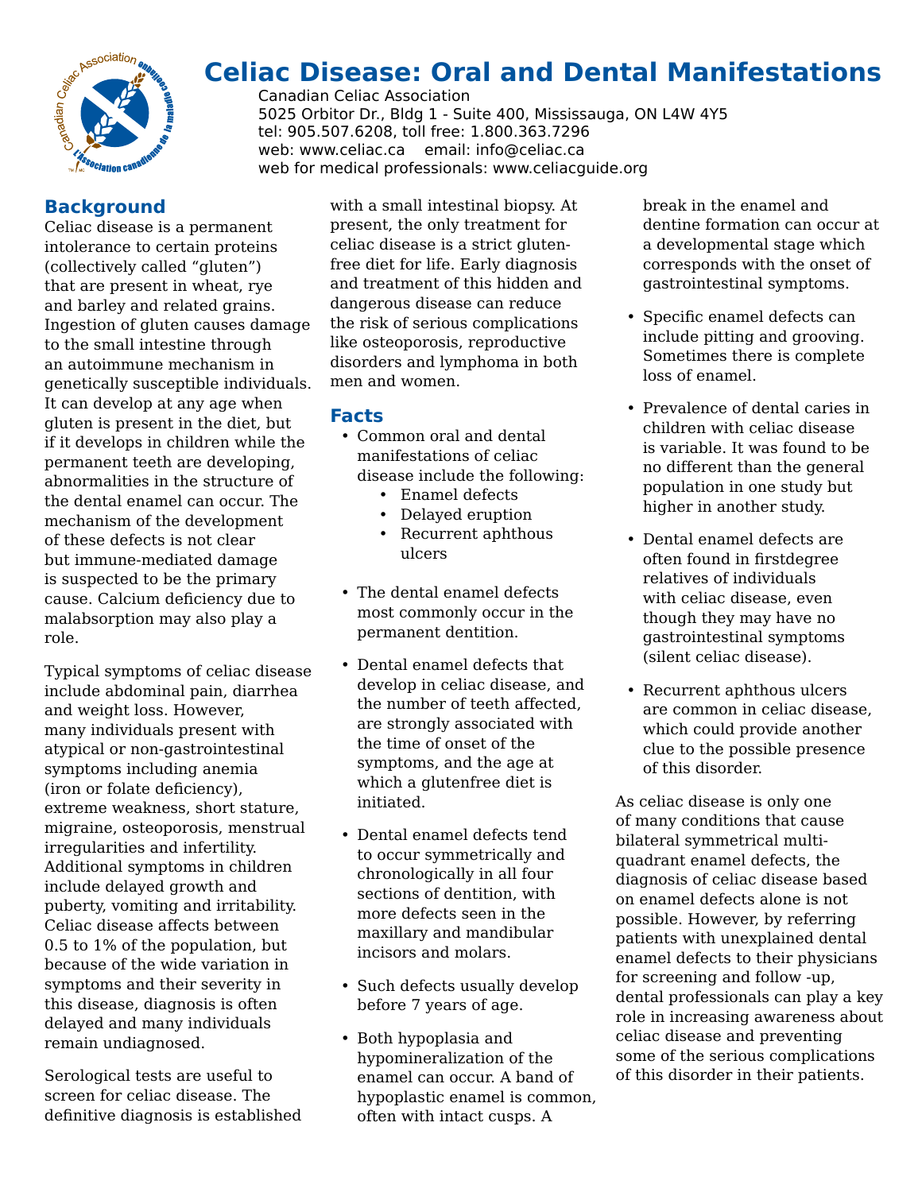# Celiac Disease: Oral and Dental Manifestations

Canadian Celiac Association
5025 Orbitor Dr., Bldg 1 - Suite 400, Mississauga, ON L4W 4Y5
tel: 905.507.6208, toll free: 1.800.363.7296
web: www.celiac.ca email: info@celiac.ca
web for medical professionals: www.celiacguide.org

## Background

Celiac disease is a permanent intolerance to certain proteins (collectively called "gluten") that are present in wheat, rye and barley and related grains. Ingestion of gluten causes damage to the small intestine through an autoimmune mechanism in genetically susceptible individuals. It can develop at any age when gluten is present in the diet, but if it develops in children while the permanent teeth are developing, abnormalities in the structure of the dental enamel can occur. The mechanism of the development of these defects is not clear but immune-mediated damage is suspected to be the primary cause. Calcium deficiency due to malabsorption may also play a role.

Typical symptoms of celiac disease include abdominal pain, diarrhea and weight loss. However, many individuals present with atypical or non-gastrointestinal symptoms including anemia (iron or folate deficiency), extreme weakness, short stature, migraine, osteoporosis, menstrual irregularities and infertility. Additional symptoms in children include delayed growth and puberty, vomiting and irritability. Celiac disease affects between 0.5 to 1% of the population, but because of the wide variation in symptoms and their severity in this disease, diagnosis is often delayed and many individuals remain undiagnosed.

Serological tests are useful to screen for celiac disease. The definitive diagnosis is established with a small intestinal biopsy. At present, the only treatment for celiac disease is a strict gluten-free diet for life. Early diagnosis and treatment of this hidden and dangerous disease can reduce the risk of serious complications like osteoporosis, reproductive disorders and lymphoma in both men and women.

## Facts

- Common oral and dental manifestations of celiac disease include the following:
  - Enamel defects
  - Delayed eruption
  - Recurrent aphthous ulcers
- The dental enamel defects most commonly occur in the permanent dentition.
- Dental enamel defects that develop in celiac disease, and the number of teeth affected, are strongly associated with the time of onset of the symptoms, and the age at which a glutenfree diet is initiated.
- Dental enamel defects tend to occur symmetrically and chronologically in all four sections of dentition, with more defects seen in the maxillary and mandibular incisors and molars.
- Such defects usually develop before 7 years of age.
- Both hypoplasia and hypomineralization of the enamel can occur. A band of hypoplastic enamel is common, often with intact cusps. A break in the enamel and dentine formation can occur at a developmental stage which corresponds with the onset of gastrointestinal symptoms.
- Specific enamel defects can include pitting and grooving. Sometimes there is complete loss of enamel.
- Prevalence of dental caries in children with celiac disease is variable. It was found to be no different than the general population in one study but higher in another study.
- Dental enamel defects are often found in firstdegree relatives of individuals with celiac disease, even though they may have no gastrointestinal symptoms (silent celiac disease).
- Recurrent aphthous ulcers are common in celiac disease, which could provide another clue to the possible presence of this disorder.

As celiac disease is only one of many conditions that cause bilateral symmetrical multi-quadrant enamel defects, the diagnosis of celiac disease based on enamel defects alone is not possible. However, by referring patients with unexplained dental enamel defects to their physicians for screening and follow -up, dental professionals can play a key role in increasing awareness about celiac disease and preventing some of the serious complications of this disorder in their patients.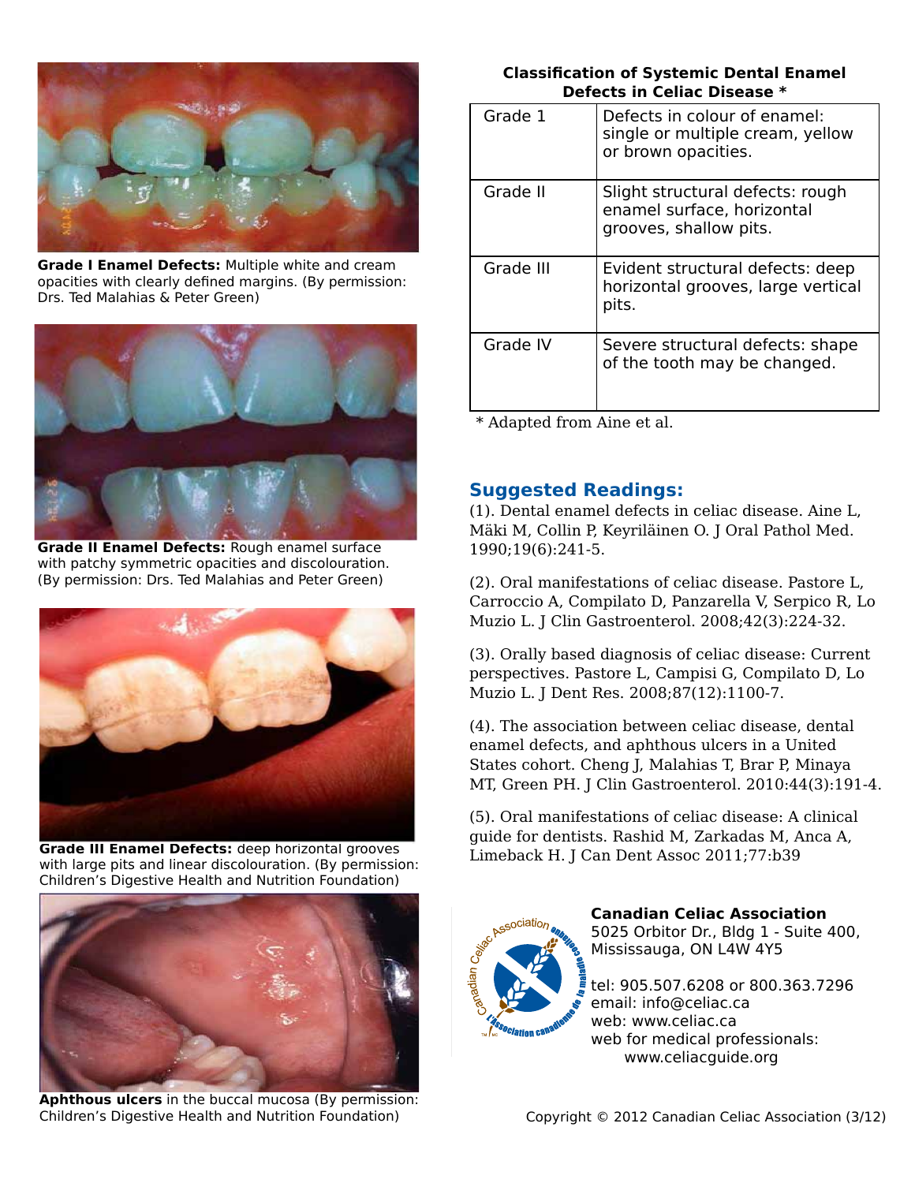**Grade I Enamel Defects:** Multiple white and cream opacities with clearly defined margins. (By permission: Drs. Ted Malahias & Peter Green)

**Grade II Enamel Defects:** Rough enamel surface with patchy symmetric opacities and discolouration. (By permission: Drs. Ted Malahias and Peter Green)

**Grade III Enamel Defects:** deep horizontal grooves with large pits and linear discolouration. (By permission: Children's Digestive Health and Nutrition Foundation)

**Aphthous ulcers** in the buccal mucosa (By permission: Children's Digestive Health and Nutrition Foundation)

**Classification of Systemic Dental Enamel Defects in Celiac Disease \***

| | |
|---|---|
| Grade 1 | Defects in colour of enamel: single or multiple cream, yellow or brown opacities. |
| Grade II | Slight structural defects: rough enamel surface, horizontal grooves, shallow pits. |
| Grade III | Evident structural defects: deep horizontal grooves, large vertical pits. |
| Grade IV | Severe structural defects: shape of the tooth may be changed. |

\* Adapted from Aine et al.

## Suggested Readings:

(1). Dental enamel defects in celiac disease. Aine L, Mäki M, Collin P, Keyriläinen O. J Oral Pathol Med. 1990;19(6):241-5.

(2). Oral manifestations of celiac disease. Pastore L, Carroccio A, Compilato D, Panzarella V, Serpico R, Lo Muzio L. J Clin Gastroenterol. 2008;42(3):224-32.

(3). Orally based diagnosis of celiac disease: Current perspectives. Pastore L, Campisi G, Compilato D, Lo Muzio L. J Dent Res. 2008;87(12):1100-7.

(4). The association between celiac disease, dental enamel defects, and aphthous ulcers in a United States cohort. Cheng J, Malahias T, Brar P, Minaya MT, Green PH. J Clin Gastroenterol. 2010:44(3):191-4.

(5). Oral manifestations of celiac disease: A clinical guide for dentists. Rashid M, Zarkadas M, Anca A, Limeback H. J Can Dent Assoc 2011;77:b39

**Canadian Celiac Association**
5025 Orbitor Dr., Bldg 1 - Suite 400,
Mississauga, ON L4W 4Y5

tel: 905.507.6208 or 800.363.7296
email: info@celiac.ca
web: www.celiac.ca
web for medical professionals:
www.celiacguide.org

Copyright © 2012 Canadian Celiac Association (3/12)